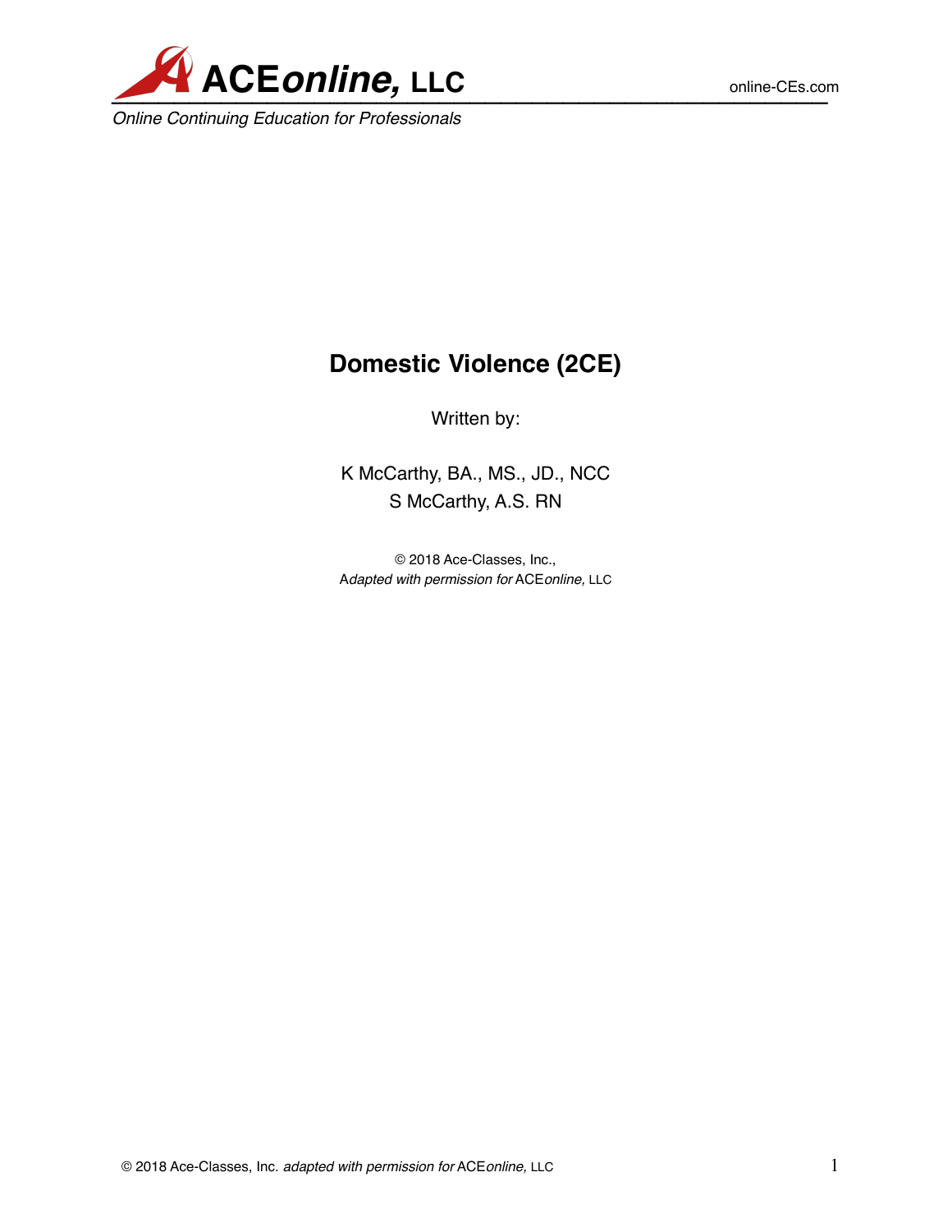ACE*online*, LLC

*Online Continuing Education for Professionals*

online-CEs.com

# Domestic Violence (2CE)

Written by:

K McCarthy, BA., MS., JD., NCC
S McCarthy, A.S. RN

© 2018 Ace-Classes, Inc.,
*Adapted with permission for* ACE*online,* LLC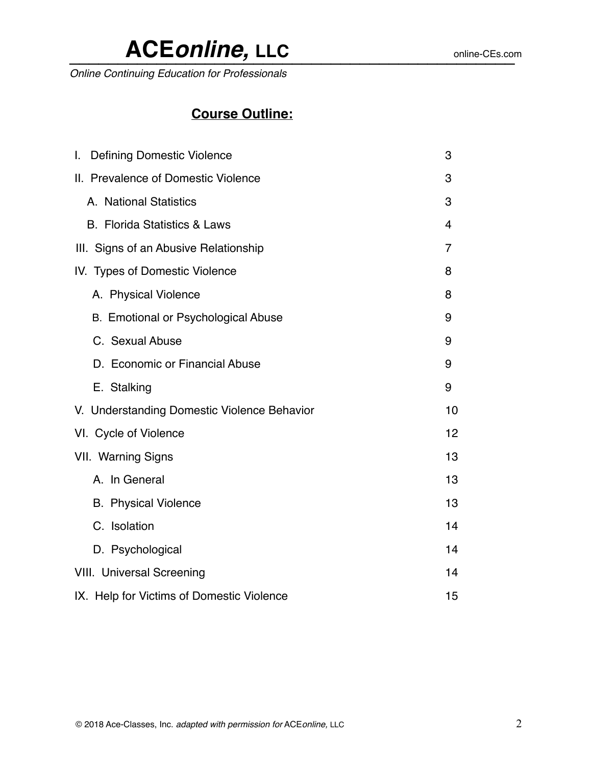## Course Outline:

| | |
|---|---|
| I. Defining Domestic Violence | 3 |
| II. Prevalence of Domestic Violence | 3 |
| A. National Statistics | 3 |
| B. Florida Statistics & Laws | 4 |
| III. Signs of an Abusive Relationship | 7 |
| IV. Types of Domestic Violence | 8 |
| A. Physical Violence | 8 |
| B. Emotional or Psychological Abuse | 9 |
| C. Sexual Abuse | 9 |
| D. Economic or Financial Abuse | 9 |
| E. Stalking | 9 |
| V. Understanding Domestic Violence Behavior | 10 |
| VI. Cycle of Violence | 12 |
| VII. Warning Signs | 13 |
| A. In General | 13 |
| B. Physical Violence | 13 |
| C. Isolation | 14 |
| D. Psychological | 14 |
| VIII. Universal Screening | 14 |
| IX. Help for Victims of Domestic Violence | 15 |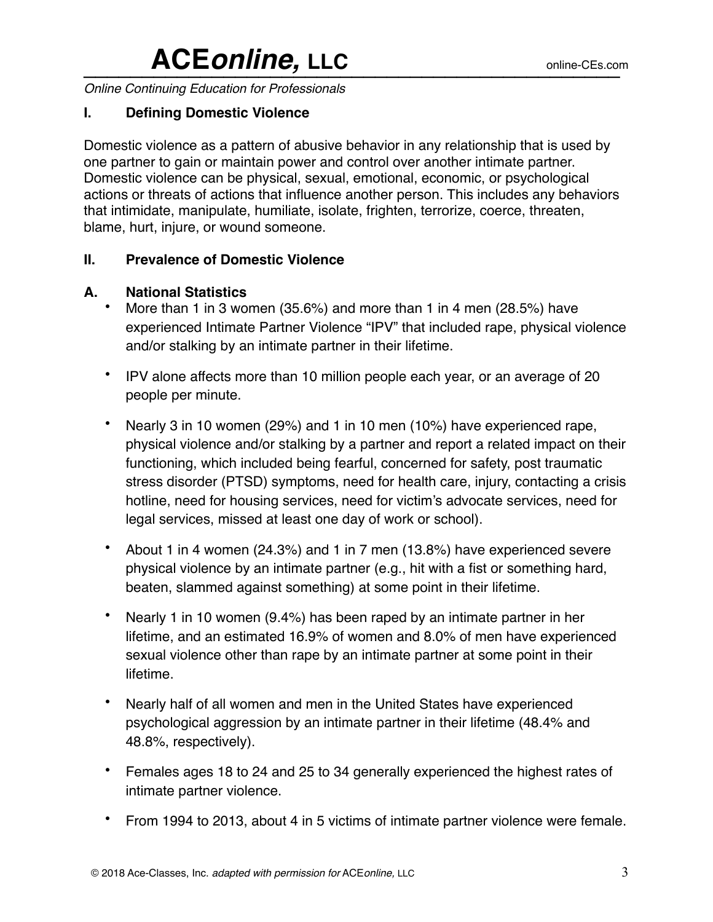## I. Defining Domestic Violence

Domestic violence as a pattern of abusive behavior in any relationship that is used by one partner to gain or maintain power and control over another intimate partner. Domestic violence can be physical, sexual, emotional, economic, or psychological actions or threats of actions that influence another person. This includes any behaviors that intimidate, manipulate, humiliate, isolate, frighten, terrorize, coerce, threaten, blame, hurt, injure, or wound someone.

## II. Prevalence of Domestic Violence

### A. National Statistics

- More than 1 in 3 women (35.6%) and more than 1 in 4 men (28.5%) have experienced Intimate Partner Violence "IPV" that included rape, physical violence and/or stalking by an intimate partner in their lifetime.

- IPV alone affects more than 10 million people each year, or an average of 20 people per minute.

- Nearly 3 in 10 women (29%) and 1 in 10 men (10%) have experienced rape, physical violence and/or stalking by a partner and report a related impact on their functioning, which included being fearful, concerned for safety, post traumatic stress disorder (PTSD) symptoms, need for health care, injury, contacting a crisis hotline, need for housing services, need for victim's advocate services, need for legal services, missed at least one day of work or school).

- About 1 in 4 women (24.3%) and 1 in 7 men (13.8%) have experienced severe physical violence by an intimate partner (e.g., hit with a fist or something hard, beaten, slammed against something) at some point in their lifetime.

- Nearly 1 in 10 women (9.4%) has been raped by an intimate partner in her lifetime, and an estimated 16.9% of women and 8.0% of men have experienced sexual violence other than rape by an intimate partner at some point in their lifetime.

- Nearly half of all women and men in the United States have experienced psychological aggression by an intimate partner in their lifetime (48.4% and 48.8%, respectively).

- Females ages 18 to 24 and 25 to 34 generally experienced the highest rates of intimate partner violence.

- From 1994 to 2013, about 4 in 5 victims of intimate partner violence were female.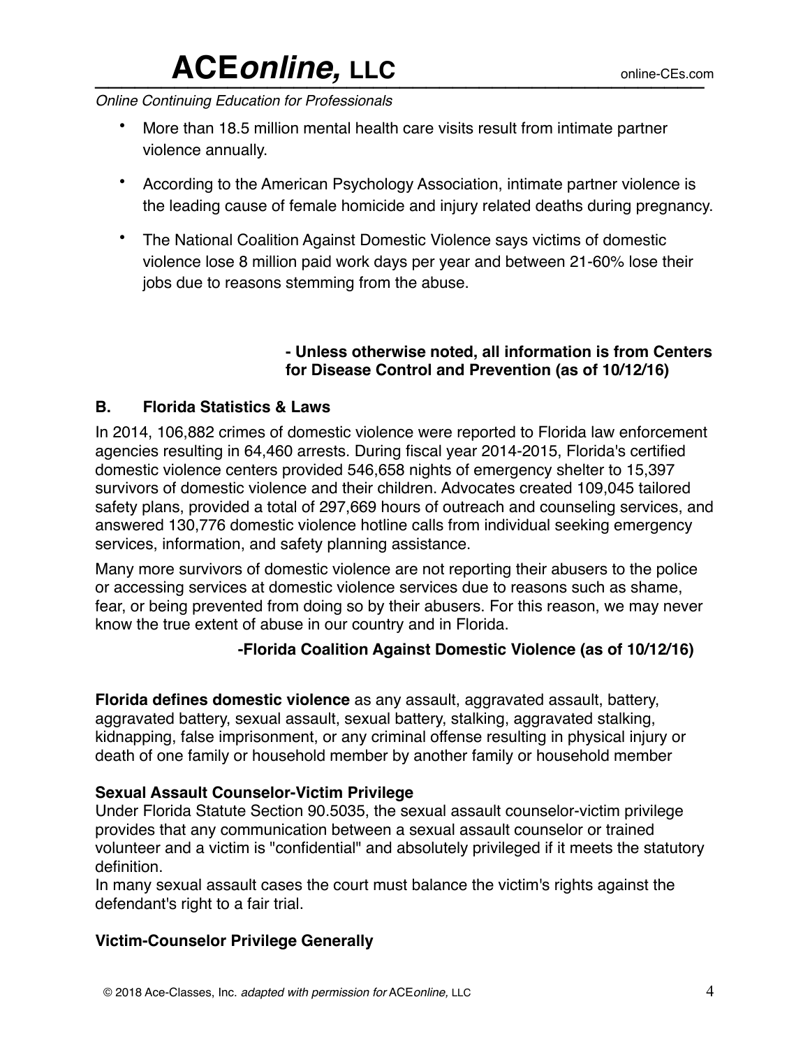- More than 18.5 million mental health care visits result from intimate partner violence annually.
- According to the American Psychology Association, intimate partner violence is the leading cause of female homicide and injury related deaths during pregnancy.
- The National Coalition Against Domestic Violence says victims of domestic violence lose 8 million paid work days per year and between 21-60% lose their jobs due to reasons stemming from the abuse.

**- Unless otherwise noted, all information is from Centers for Disease Control and Prevention (as of 10/12/16)**

## B. Florida Statistics & Laws

In 2014, 106,882 crimes of domestic violence were reported to Florida law enforcement agencies resulting in 64,460 arrests. During fiscal year 2014-2015, Florida's certified domestic violence centers provided 546,658 nights of emergency shelter to 15,397 survivors of domestic violence and their children. Advocates created 109,045 tailored safety plans, provided a total of 297,669 hours of outreach and counseling services, and answered 130,776 domestic violence hotline calls from individual seeking emergency services, information, and safety planning assistance.

Many more survivors of domestic violence are not reporting their abusers to the police or accessing services at domestic violence services due to reasons such as shame, fear, or being prevented from doing so by their abusers. For this reason, we may never know the true extent of abuse in our country and in Florida.

**-Florida Coalition Against Domestic Violence (as of 10/12/16)**

**Florida defines domestic violence** as any assault, aggravated assault, battery, aggravated battery, sexual assault, sexual battery, stalking, aggravated stalking, kidnapping, false imprisonment, or any criminal offense resulting in physical injury or death of one family or household member by another family or household member

**Sexual Assault Counselor-Victim Privilege**

Under Florida Statute Section 90.5035, the sexual assault counselor-victim privilege provides that any communication between a sexual assault counselor or trained volunteer and a victim is "confidential" and absolutely privileged if it meets the statutory definition.

In many sexual assault cases the court must balance the victim's rights against the defendant's right to a fair trial.

**Victim-Counselor Privilege Generally**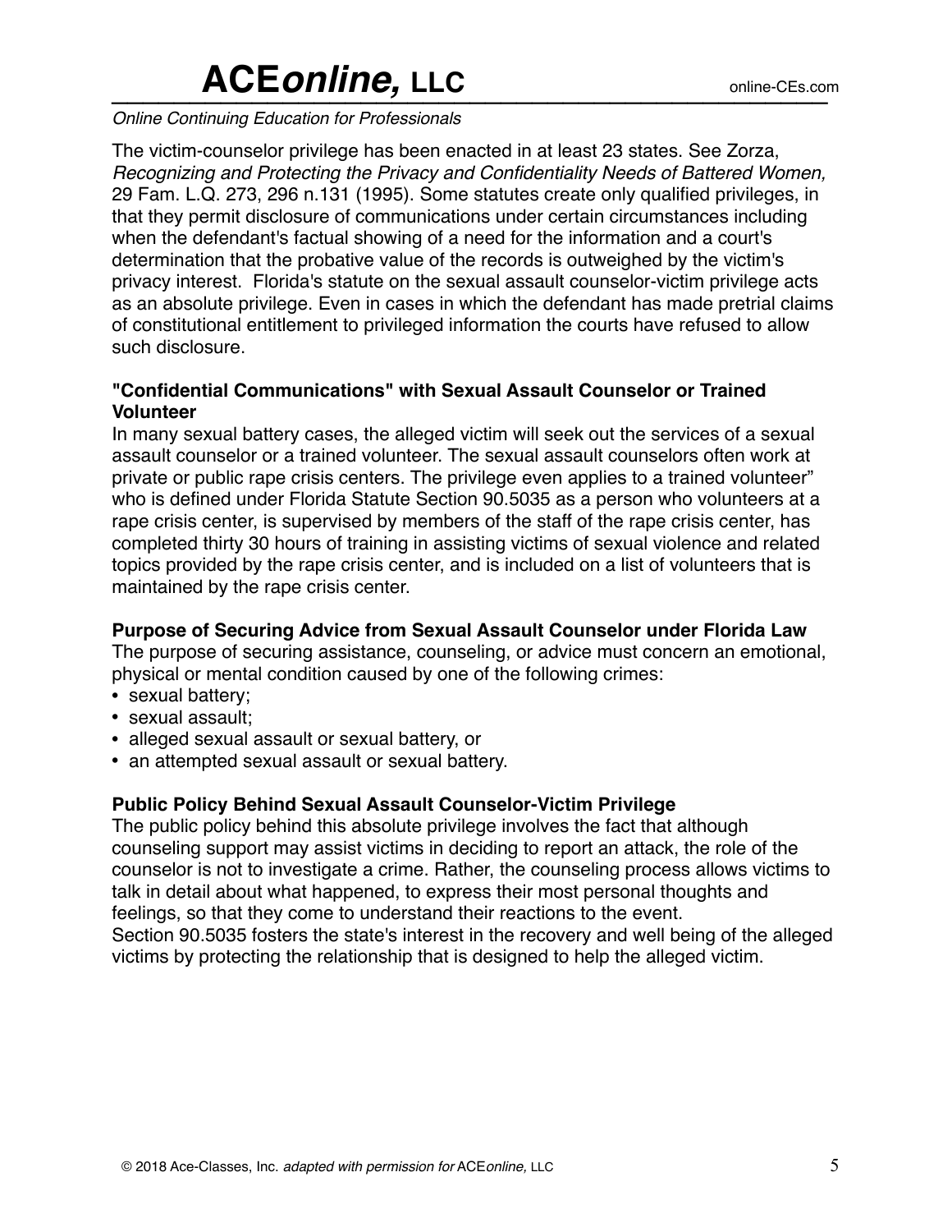The victim-counselor privilege has been enacted in at least 23 states. See Zorza, *Recognizing and Protecting the Privacy and Confidentiality Needs of Battered Women,* 29 Fam. L.Q. 273, 296 n.131 (1995). Some statutes create only qualified privileges, in that they permit disclosure of communications under certain circumstances including when the defendant's factual showing of a need for the information and a court's determination that the probative value of the records is outweighed by the victim's privacy interest. Florida's statute on the sexual assault counselor-victim privilege acts as an absolute privilege. Even in cases in which the defendant has made pretrial claims of constitutional entitlement to privileged information the courts have refused to allow such disclosure.

### "Confidential Communications" with Sexual Assault Counselor or Trained Volunteer

In many sexual battery cases, the alleged victim will seek out the services of a sexual assault counselor or a trained volunteer. The sexual assault counselors often work at private or public rape crisis centers. The privilege even applies to a trained volunteer" who is defined under Florida Statute Section 90.5035 as a person who volunteers at a rape crisis center, is supervised by members of the staff of the rape crisis center, has completed thirty 30 hours of training in assisting victims of sexual violence and related topics provided by the rape crisis center, and is included on a list of volunteers that is maintained by the rape crisis center.

### Purpose of Securing Advice from Sexual Assault Counselor under Florida Law

The purpose of securing assistance, counseling, or advice must concern an emotional, physical or mental condition caused by one of the following crimes:

- sexual battery;
- sexual assault;
- alleged sexual assault or sexual battery, or
- an attempted sexual assault or sexual battery.

### Public Policy Behind Sexual Assault Counselor-Victim Privilege

The public policy behind this absolute privilege involves the fact that although counseling support may assist victims in deciding to report an attack, the role of the counselor is not to investigate a crime. Rather, the counseling process allows victims to talk in detail about what happened, to express their most personal thoughts and feelings, so that they come to understand their reactions to the event.
Section 90.5035 fosters the state's interest in the recovery and well being of the alleged victims by protecting the relationship that is designed to help the alleged victim.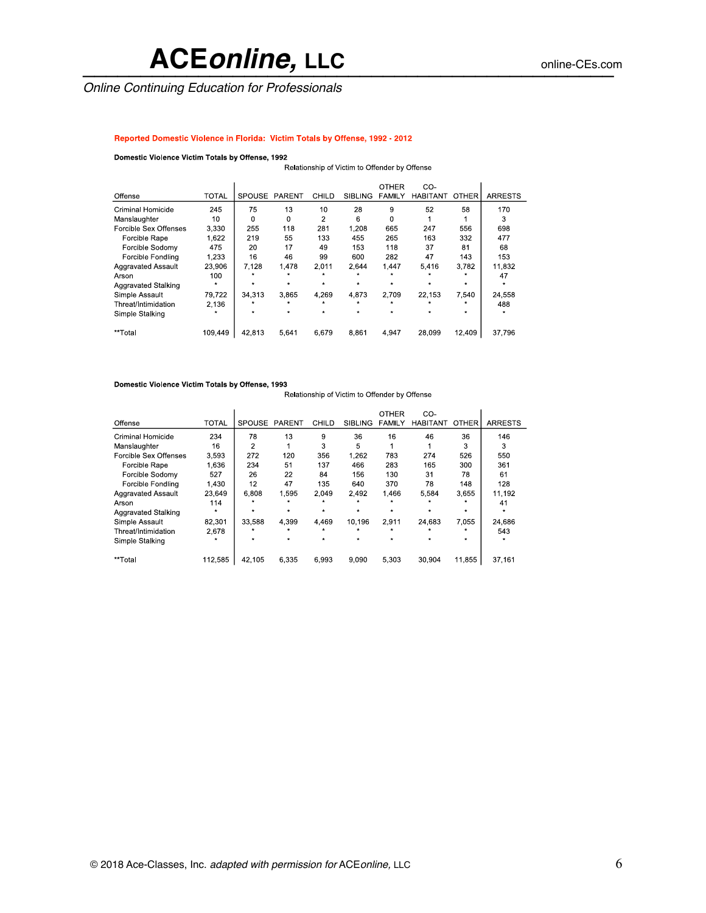**Reported Domestic Violence in Florida: Victim Totals by Offense, 1992 - 2012**

**Domestic Violence Victim Totals by Offense, 1992**

| | | Relationship of Victim to Offender by Offense | | | | | | | |
|---|---|---|---|---|---|---|---|---|---|
| Offense | TOTAL | SPOUSE | PARENT | CHILD | SIBLING | OTHER FAMILY | CO-HABITANT | OTHER | ARRESTS |
| Criminal Homicide | 245 | 75 | 13 | 10 | 28 | 9 | 52 | 58 | 170 |
| Manslaughter | 10 | 0 | 0 | 2 | 6 | 0 | 1 | 1 | 3 |
| Forcible Sex Offenses | 3,330 | 255 | 118 | 281 | 1,208 | 665 | 247 | 556 | 698 |
| Forcible Rape | 1,622 | 219 | 55 | 133 | 455 | 265 | 163 | 332 | 477 |
| Forcible Sodomy | 475 | 20 | 17 | 49 | 153 | 118 | 37 | 81 | 68 |
| Forcible Fondling | 1,233 | 16 | 46 | 99 | 600 | 282 | 47 | 143 | 153 |
| Aggravated Assault | 23,906 | 7,128 | 1,478 | 2,011 | 2,644 | 1,447 | 5,416 | 3,782 | 11,832 |
| Arson | 100 | * | * | * | * | * | * | * | 47 |
| Aggravated Stalking | * | * | * | * | * | * | * | * | * |
| Simple Assault | 79,722 | 34,313 | 3,865 | 4,269 | 4,873 | 2,709 | 22,153 | 7,540 | 24,558 |
| Threat/Intimidation | 2,136 | * | * | * | * | * | * | * | 488 |
| Simple Stalking | * | * | * | * | * | * | * | * | * |
| **Total | 109,449 | 42,813 | 5,641 | 6,679 | 8,861 | 4,947 | 28,099 | 12,409 | 37,796 |

**Domestic Violence Victim Totals by Offense, 1993**

| | | Relationship of Victim to Offender by Offense | | | | | | | |
|---|---|---|---|---|---|---|---|---|---|
| Offense | TOTAL | SPOUSE | PARENT | CHILD | SIBLING | OTHER FAMILY | CO-HABITANT | OTHER | ARRESTS |
| Criminal Homicide | 234 | 78 | 13 | 9 | 36 | 16 | 46 | 36 | 146 |
| Manslaughter | 16 | 2 | 1 | 3 | 5 | 1 | 1 | 3 | 3 |
| Forcible Sex Offenses | 3,593 | 272 | 120 | 356 | 1,262 | 783 | 274 | 526 | 550 |
| Forcible Rape | 1,636 | 234 | 51 | 137 | 466 | 283 | 165 | 300 | 361 |
| Forcible Sodomy | 527 | 26 | 22 | 84 | 156 | 130 | 31 | 78 | 61 |
| Forcible Fondling | 1,430 | 12 | 47 | 135 | 640 | 370 | 78 | 148 | 128 |
| Aggravated Assault | 23,649 | 6,808 | 1,595 | 2,049 | 2,492 | 1,466 | 5,584 | 3,655 | 11,192 |
| Arson | 114 | * | * | * | * | * | * | * | 41 |
| Aggravated Stalking | * | * | * | * | * | * | * | * | * |
| Simple Assault | 82,301 | 33,588 | 4,399 | 4,469 | 10,196 | 2,911 | 24,683 | 7,055 | 24,686 |
| Threat/Intimidation | 2,678 | * | * | * | * | * | * | * | 543 |
| Simple Stalking | * | * | * | * | * | * | * | * | * |
| **Total | 112,585 | 42,105 | 6,335 | 6,993 | 9,090 | 5,303 | 30,904 | 11,855 | 37,161 |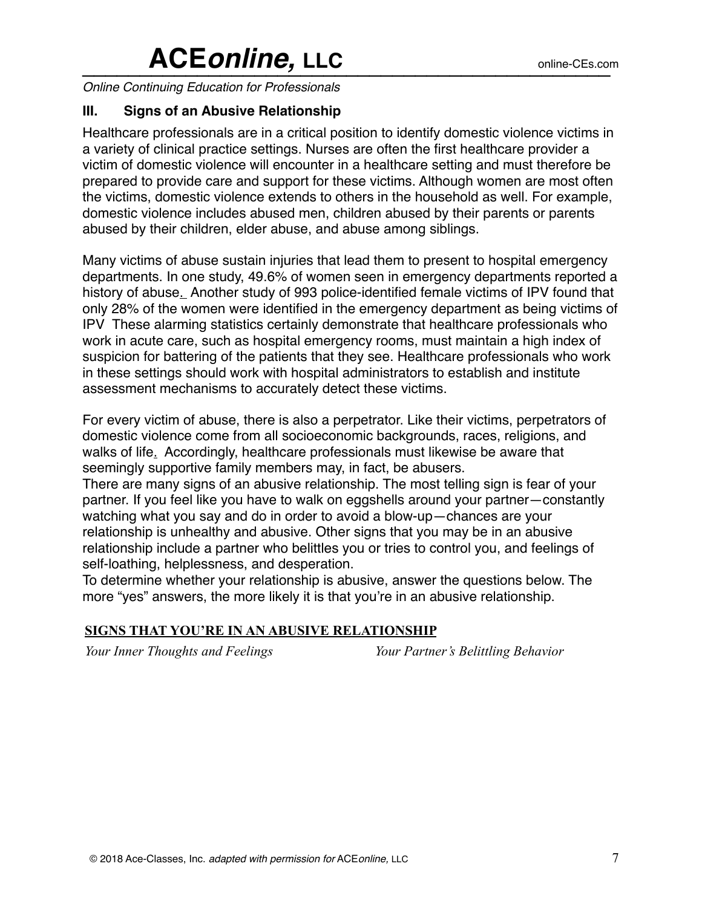### III. Signs of an Abusive Relationship

Healthcare professionals are in a critical position to identify domestic violence victims in a variety of clinical practice settings. Nurses are often the first healthcare provider a victim of domestic violence will encounter in a healthcare setting and must therefore be prepared to provide care and support for these victims. Although women are most often the victims, domestic violence extends to others in the household as well. For example, domestic violence includes abused men, children abused by their parents or parents abused by their children, elder abuse, and abuse among siblings.

Many victims of abuse sustain injuries that lead them to present to hospital emergency departments. In one study, 49.6% of women seen in emergency departments reported a history of abuse. Another study of 993 police-identified female victims of IPV found that only 28% of the women were identified in the emergency department as being victims of IPV These alarming statistics certainly demonstrate that healthcare professionals who work in acute care, such as hospital emergency rooms, must maintain a high index of suspicion for battering of the patients that they see. Healthcare professionals who work in these settings should work with hospital administrators to establish and institute assessment mechanisms to accurately detect these victims.

For every victim of abuse, there is also a perpetrator. Like their victims, perpetrators of domestic violence come from all socioeconomic backgrounds, races, religions, and walks of life. Accordingly, healthcare professionals must likewise be aware that seemingly supportive family members may, in fact, be abusers.

There are many signs of an abusive relationship. The most telling sign is fear of your partner. If you feel like you have to walk on eggshells around your partner—constantly watching what you say and do in order to avoid a blow-up—chances are your relationship is unhealthy and abusive. Other signs that you may be in an abusive relationship include a partner who belittles you or tries to control you, and feelings of self-loathing, helplessness, and desperation.

To determine whether your relationship is abusive, answer the questions below. The more "yes" answers, the more likely it is that you're in an abusive relationship.

**SIGNS THAT YOU'RE IN AN ABUSIVE RELATIONSHIP**

| *Your Inner Thoughts and Feelings* | *Your Partner's Belittling Behavior* |
|---|---|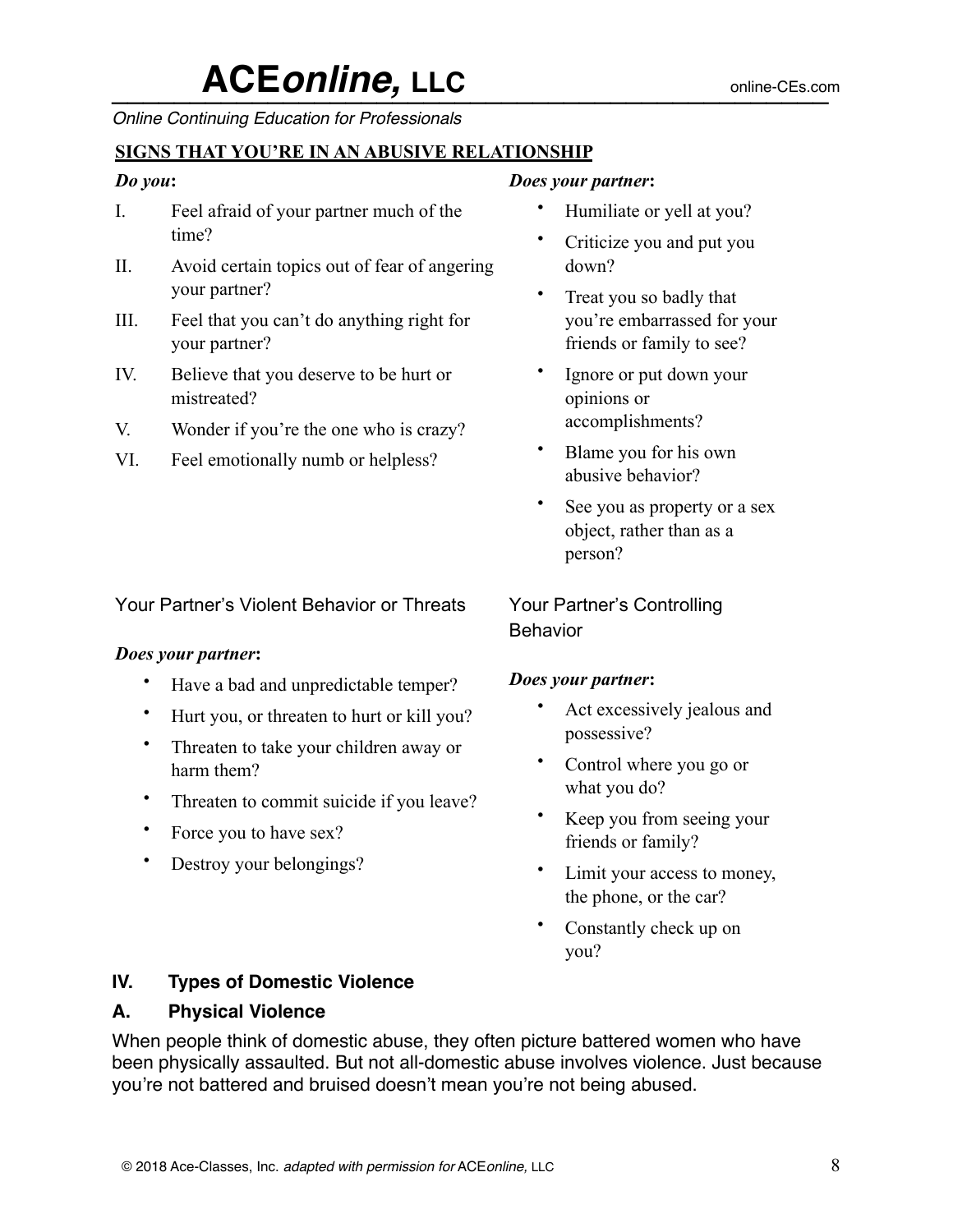**SIGNS THAT YOU'RE IN AN ABUSIVE RELATIONSHIP**

***Do you*:**

I. Feel afraid of your partner much of the time?

II. Avoid certain topics out of fear of angering your partner?

III. Feel that you can't do anything right for your partner?

IV. Believe that you deserve to be hurt or mistreated?

V. Wonder if you're the one who is crazy?

VI. Feel emotionally numb or helpless?

***Does your partner*:**

- Humiliate or yell at you?
- Criticize you and put you down?
- Treat you so badly that you're embarrassed for your friends or family to see?
- Ignore or put down your opinions or accomplishments?
- Blame you for his own abusive behavior?
- See you as property or a sex object, rather than as a person?

Your Partner's Violent Behavior or Threats

***Does your partner*:**

- Have a bad and unpredictable temper?
- Hurt you, or threaten to hurt or kill you?
- Threaten to take your children away or harm them?
- Threaten to commit suicide if you leave?
- Force you to have sex?
- Destroy your belongings?

Your Partner's Controlling Behavior

***Does your partner*:**

- Act excessively jealous and possessive?
- Control where you go or what you do?
- Keep you from seeing your friends or family?
- Limit your access to money, the phone, or the car?
- Constantly check up on you?

## IV. Types of Domestic Violence

### A. Physical Violence

When people think of domestic abuse, they often picture battered women who have been physically assaulted. But not all-domestic abuse involves violence. Just because you're not battered and bruised doesn't mean you're not being abused.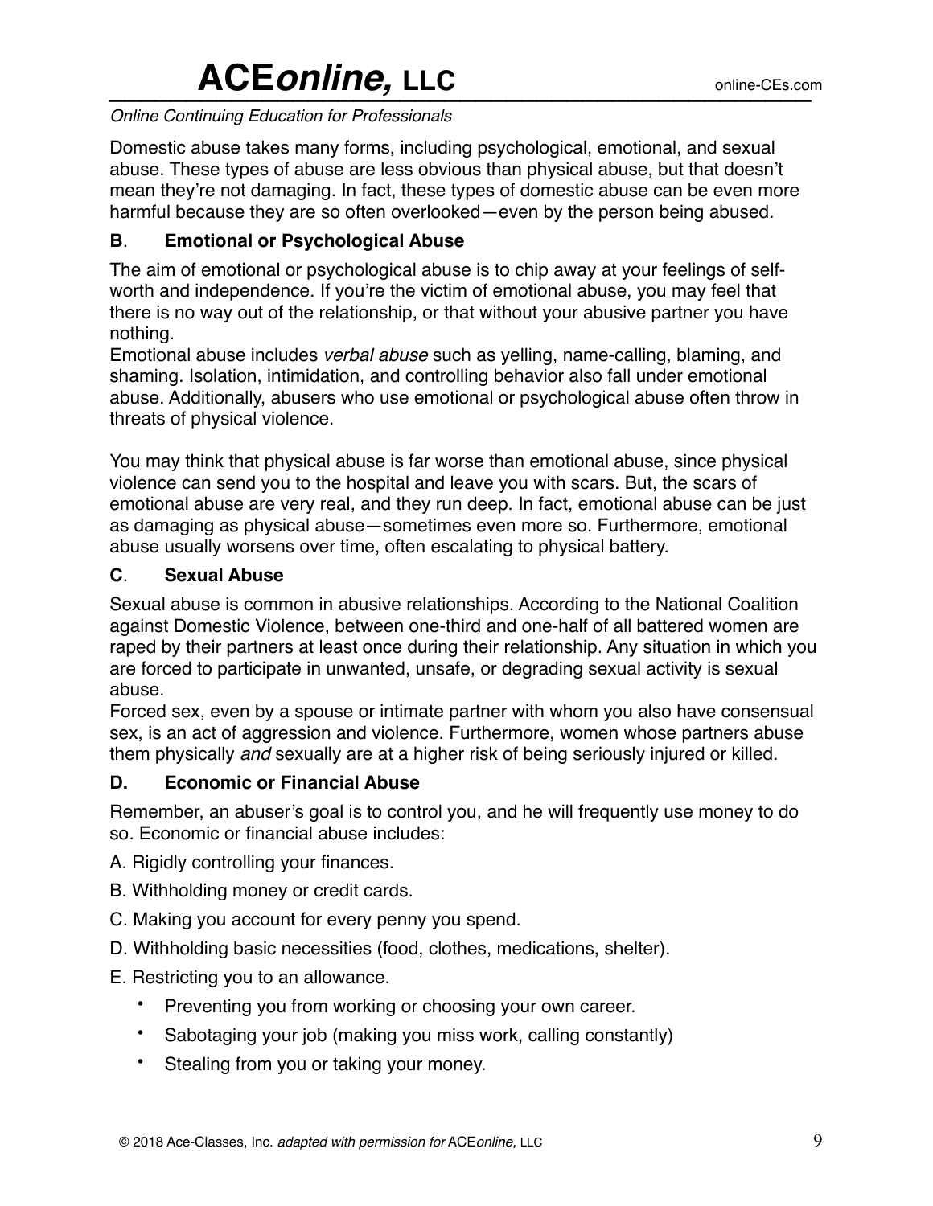Domestic abuse takes many forms, including psychological, emotional, and sexual abuse. These types of abuse are less obvious than physical abuse, but that doesn't mean they're not damaging. In fact, these types of domestic abuse can be even more harmful because they are so often overlooked—even by the person being abused.

### B. Emotional or Psychological Abuse

The aim of emotional or psychological abuse is to chip away at your feelings of self-worth and independence. If you're the victim of emotional abuse, you may feel that there is no way out of the relationship, or that without your abusive partner you have nothing.

Emotional abuse includes *verbal abuse* such as yelling, name-calling, blaming, and shaming. Isolation, intimidation, and controlling behavior also fall under emotional abuse. Additionally, abusers who use emotional or psychological abuse often throw in threats of physical violence.

You may think that physical abuse is far worse than emotional abuse, since physical violence can send you to the hospital and leave you with scars. But, the scars of emotional abuse are very real, and they run deep. In fact, emotional abuse can be just as damaging as physical abuse—sometimes even more so. Furthermore, emotional abuse usually worsens over time, often escalating to physical battery.

### C. Sexual Abuse

Sexual abuse is common in abusive relationships. According to the National Coalition against Domestic Violence, between one-third and one-half of all battered women are raped by their partners at least once during their relationship. Any situation in which you are forced to participate in unwanted, unsafe, or degrading sexual activity is sexual abuse.

Forced sex, even by a spouse or intimate partner with whom you also have consensual sex, is an act of aggression and violence. Furthermore, women whose partners abuse them physically *and* sexually are at a higher risk of being seriously injured or killed.

### D. Economic or Financial Abuse

Remember, an abuser's goal is to control you, and he will frequently use money to do so. Economic or financial abuse includes:

A. Rigidly controlling your finances.

B. Withholding money or credit cards.

C. Making you account for every penny you spend.

D. Withholding basic necessities (food, clothes, medications, shelter).

E. Restricting you to an allowance.

- Preventing you from working or choosing your own career.
- Sabotaging your job (making you miss work, calling constantly)
- Stealing from you or taking your money.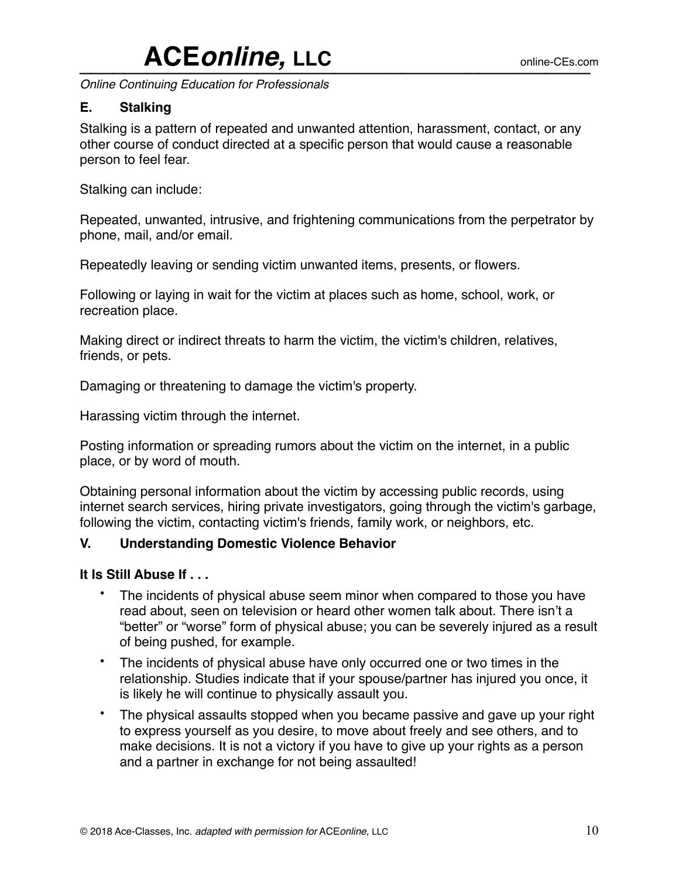### E. Stalking

Stalking is a pattern of repeated and unwanted attention, harassment, contact, or any other course of conduct directed at a specific person that would cause a reasonable person to feel fear.

Stalking can include:

Repeated, unwanted, intrusive, and frightening communications from the perpetrator by phone, mail, and/or email.

Repeatedly leaving or sending victim unwanted items, presents, or flowers.

Following or laying in wait for the victim at places such as home, school, work, or recreation place.

Making direct or indirect threats to harm the victim, the victim's children, relatives, friends, or pets.

Damaging or threatening to damage the victim's property.

Harassing victim through the internet.

Posting information or spreading rumors about the victim on the internet, in a public place, or by word of mouth.

Obtaining personal information about the victim by accessing public records, using internet search services, hiring private investigators, going through the victim's garbage, following the victim, contacting victim's friends, family work, or neighbors, etc.

## V. Understanding Domestic Violence Behavior

**It Is Still Abuse If . . .**

- The incidents of physical abuse seem minor when compared to those you have read about, seen on television or heard other women talk about. There isn't a "better" or "worse" form of physical abuse; you can be severely injured as a result of being pushed, for example.
- The incidents of physical abuse have only occurred one or two times in the relationship. Studies indicate that if your spouse/partner has injured you once, it is likely he will continue to physically assault you.
- The physical assaults stopped when you became passive and gave up your right to express yourself as you desire, to move about freely and see others, and to make decisions. It is not a victory if you have to give up your rights as a person and a partner in exchange for not being assaulted!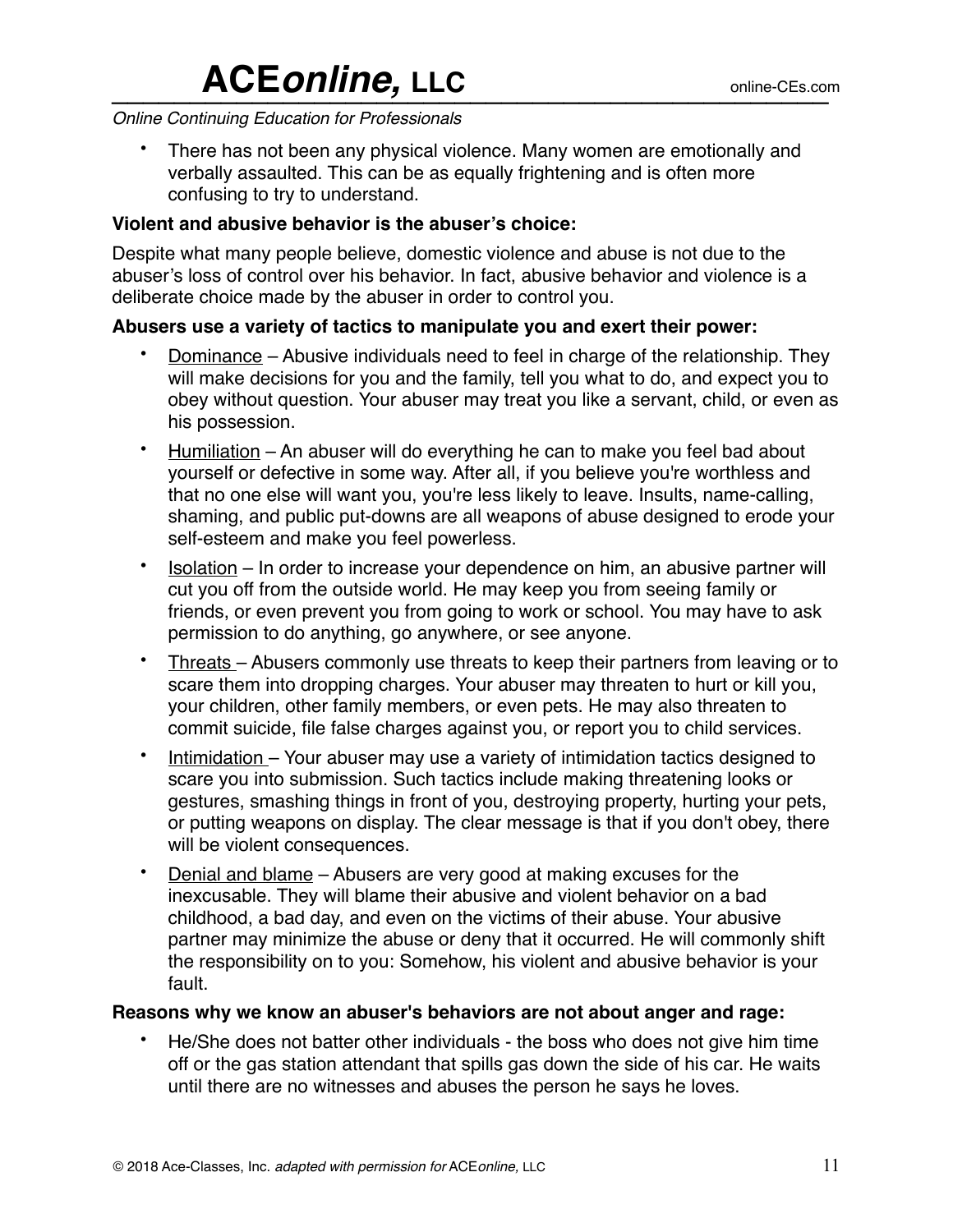- There has not been any physical violence. Many women are emotionally and verbally assaulted. This can be as equally frightening and is often more confusing to try to understand.

**Violent and abusive behavior is the abuser's choice:**

Despite what many people believe, domestic violence and abuse is not due to the abuser's loss of control over his behavior. In fact, abusive behavior and violence is a deliberate choice made by the abuser in order to control you.

**Abusers use a variety of tactics to manipulate you and exert their power:**

- <u>Dominance</u> – Abusive individuals need to feel in charge of the relationship. They will make decisions for you and the family, tell you what to do, and expect you to obey without question. Your abuser may treat you like a servant, child, or even as his possession.
- <u>Humiliation</u> – An abuser will do everything he can to make you feel bad about yourself or defective in some way. After all, if you believe you're worthless and that no one else will want you, you're less likely to leave. Insults, name-calling, shaming, and public put-downs are all weapons of abuse designed to erode your self-esteem and make you feel powerless.
- <u>Isolation</u> – In order to increase your dependence on him, an abusive partner will cut you off from the outside world. He may keep you from seeing family or friends, or even prevent you from going to work or school. You may have to ask permission to do anything, go anywhere, or see anyone.
- <u>Threats</u> – Abusers commonly use threats to keep their partners from leaving or to scare them into dropping charges. Your abuser may threaten to hurt or kill you, your children, other family members, or even pets. He may also threaten to commit suicide, file false charges against you, or report you to child services.
- <u>Intimidation</u> – Your abuser may use a variety of intimidation tactics designed to scare you into submission. Such tactics include making threatening looks or gestures, smashing things in front of you, destroying property, hurting your pets, or putting weapons on display. The clear message is that if you don't obey, there will be violent consequences.
- <u>Denial and blame</u> – Abusers are very good at making excuses for the inexcusable. They will blame their abusive and violent behavior on a bad childhood, a bad day, and even on the victims of their abuse. Your abusive partner may minimize the abuse or deny that it occurred. He will commonly shift the responsibility on to you: Somehow, his violent and abusive behavior is your fault.

**Reasons why we know an abuser's behaviors are not about anger and rage:**

- He/She does not batter other individuals - the boss who does not give him time off or the gas station attendant that spills gas down the side of his car. He waits until there are no witnesses and abuses the person he says he loves.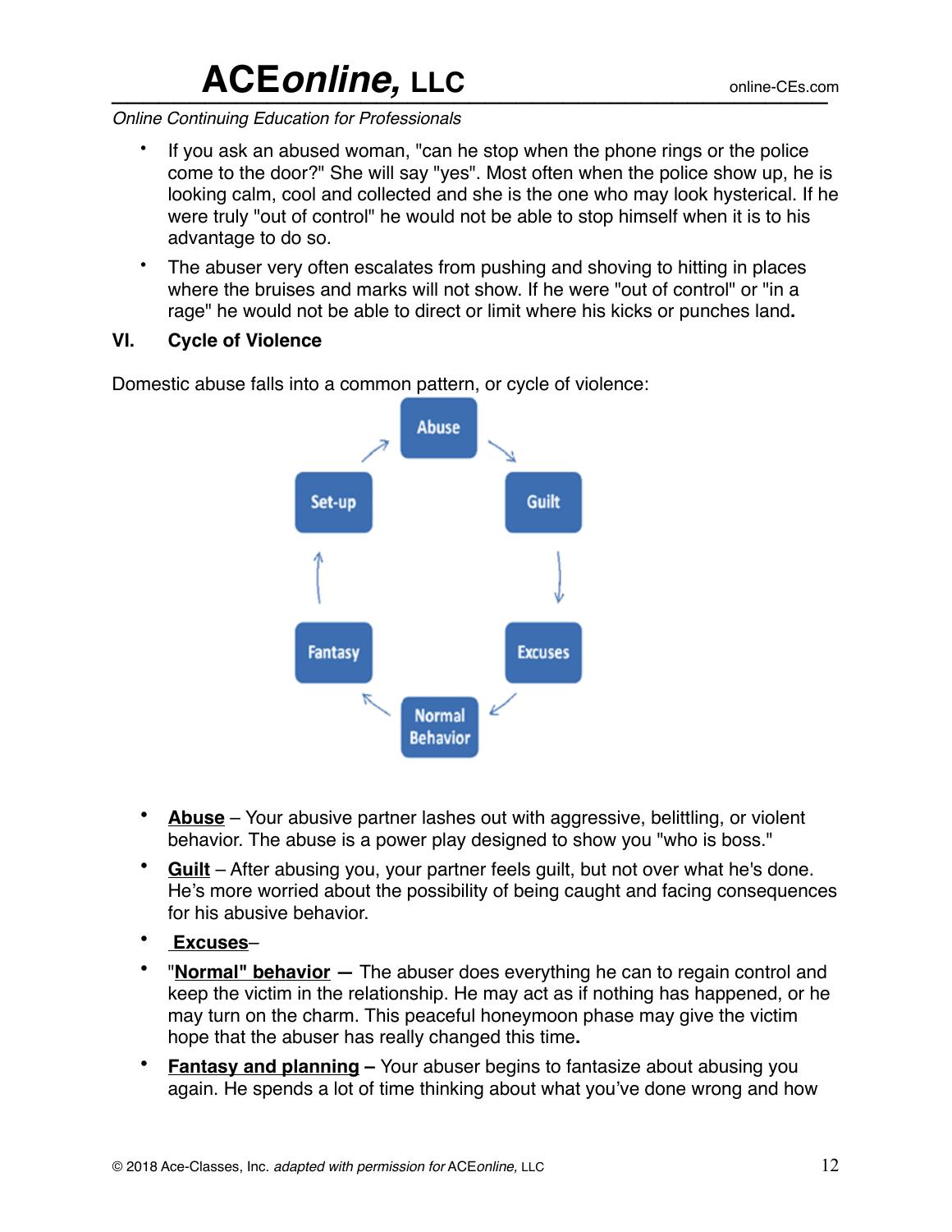- If you ask an abused woman, "can he stop when the phone rings or the police come to the door?" She will say "yes". Most often when the police show up, he is looking calm, cool and collected and she is the one who may look hysterical. If he were truly "out of control" he would not be able to stop himself when it is to his advantage to do so.
- The abuser very often escalates from pushing and shoving to hitting in places where the bruises and marks will not show. If he were "out of control" or "in a rage" he would not be able to direct or limit where his kicks or punches land**.**

## VI. Cycle of Violence

Domestic abuse falls into a common pattern, or cycle of violence:

- **Abuse** – Your abusive partner lashes out with aggressive, belittling, or violent behavior. The abuse is a power play designed to show you "who is boss."
- **Guilt** – After abusing you, your partner feels guilt, but not over what he's done. He's more worried about the possibility of being caught and facing consequences for his abusive behavior.
- **Excuses**–
- "**Normal" behavior —** The abuser does everything he can to regain control and keep the victim in the relationship. He may act as if nothing has happened, or he may turn on the charm. This peaceful honeymoon phase may give the victim hope that the abuser has really changed this time**.**
- **Fantasy and planning –** Your abuser begins to fantasize about abusing you again. He spends a lot of time thinking about what you've done wrong and how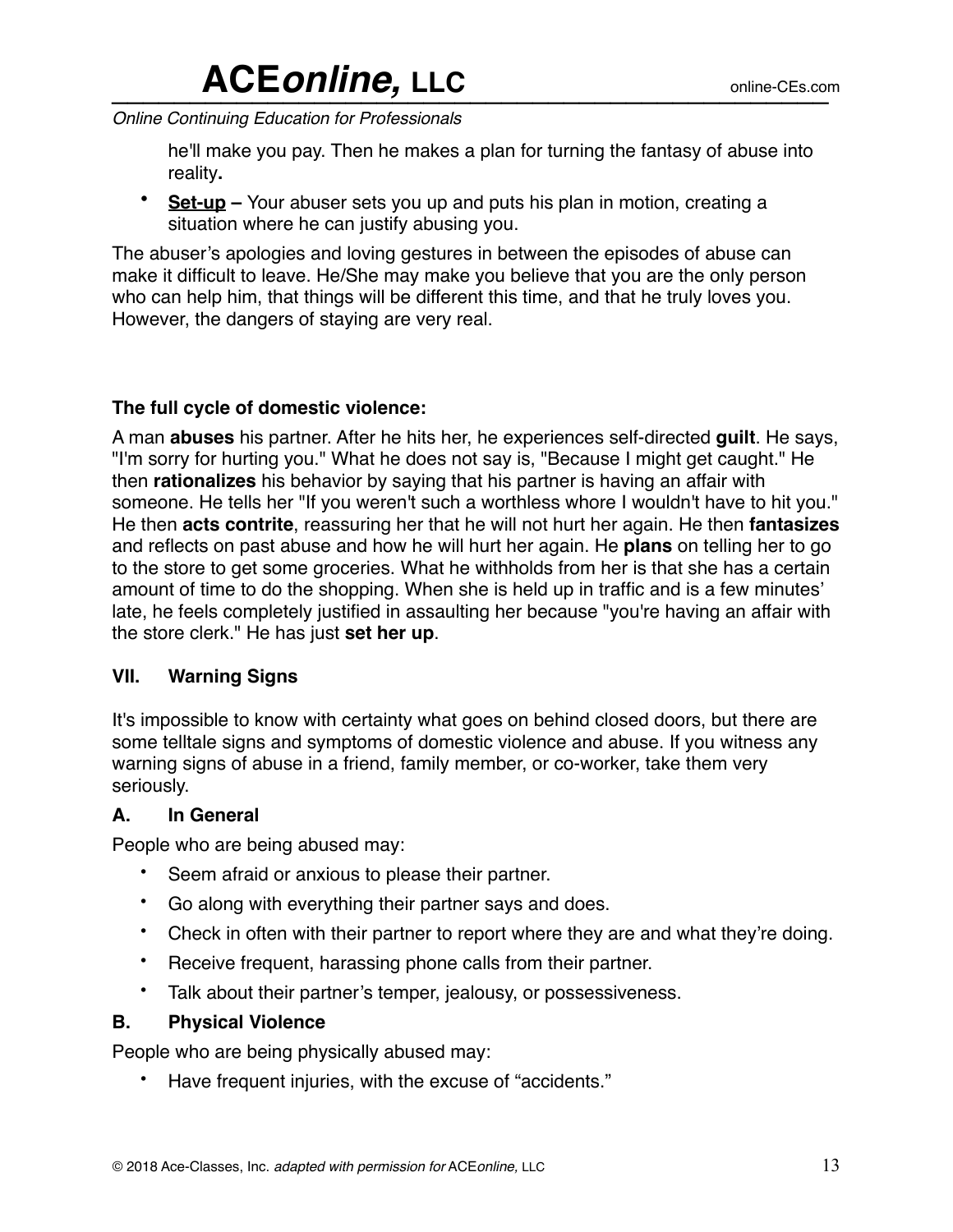he'll make you pay. Then he makes a plan for turning the fantasy of abuse into reality**.**

- **Set-up –** Your abuser sets you up and puts his plan in motion, creating a situation where he can justify abusing you.

The abuser's apologies and loving gestures in between the episodes of abuse can make it difficult to leave. He/She may make you believe that you are the only person who can help him, that things will be different this time, and that he truly loves you. However, the dangers of staying are very real.

**The full cycle of domestic violence:**

A man **abuses** his partner. After he hits her, he experiences self-directed **guilt**. He says, "I'm sorry for hurting you." What he does not say is, "Because I might get caught." He then **rationalizes** his behavior by saying that his partner is having an affair with someone. He tells her "If you weren't such a worthless whore I wouldn't have to hit you." He then **acts contrite**, reassuring her that he will not hurt her again. He then **fantasizes** and reflects on past abuse and how he will hurt her again. He **plans** on telling her to go to the store to get some groceries. What he withholds from her is that she has a certain amount of time to do the shopping. When she is held up in traffic and is a few minutes' late, he feels completely justified in assaulting her because "you're having an affair with the store clerk." He has just **set her up**.

## VII. Warning Signs

It's impossible to know with certainty what goes on behind closed doors, but there are some telltale signs and symptoms of domestic violence and abuse. If you witness any warning signs of abuse in a friend, family member, or co-worker, take them very seriously.

### A. In General

People who are being abused may:

- Seem afraid or anxious to please their partner.
- Go along with everything their partner says and does.
- Check in often with their partner to report where they are and what they're doing.
- Receive frequent, harassing phone calls from their partner.
- Talk about their partner's temper, jealousy, or possessiveness.

### B. Physical Violence

People who are being physically abused may:

- Have frequent injuries, with the excuse of "accidents."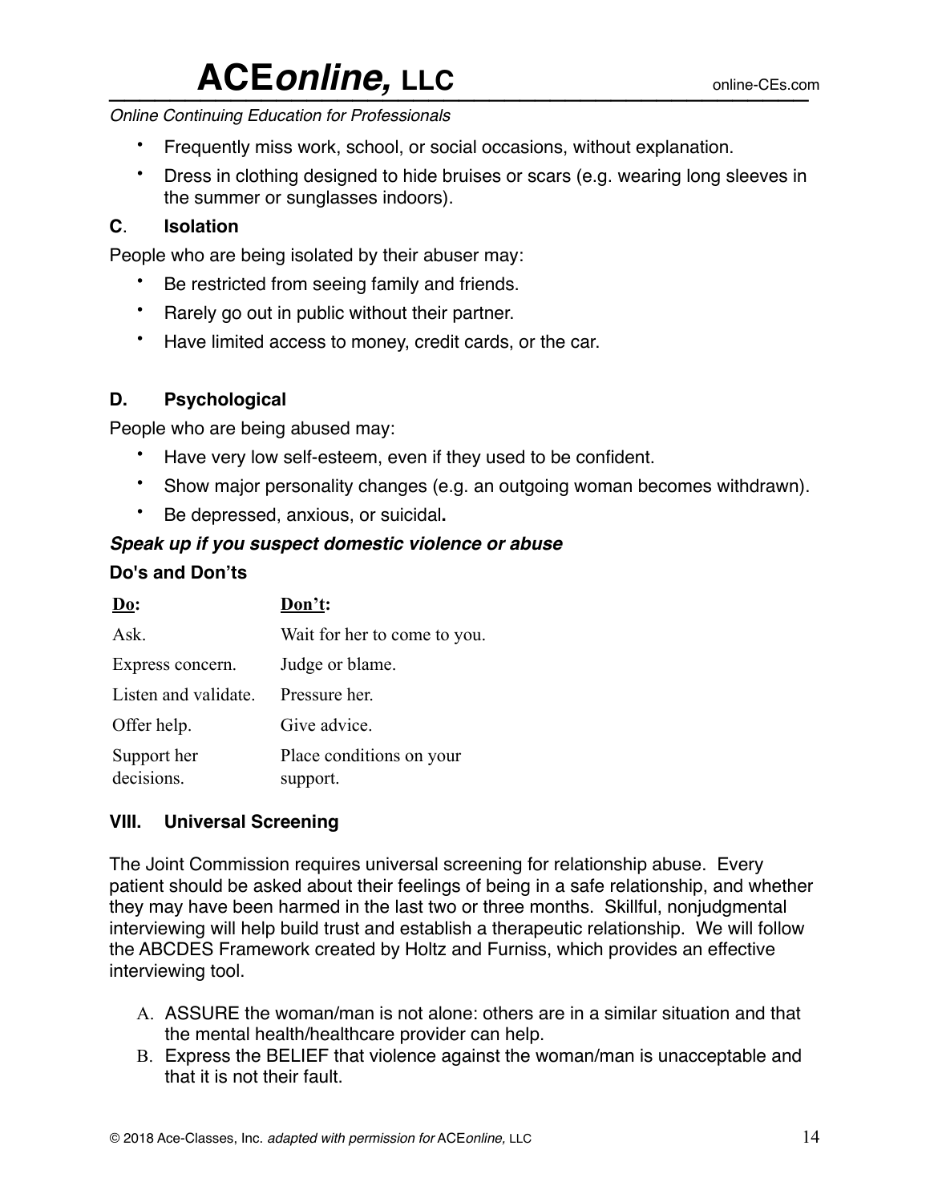- Frequently miss work, school, or social occasions, without explanation.
- Dress in clothing designed to hide bruises or scars (e.g. wearing long sleeves in the summer or sunglasses indoors).

**C. Isolation**

People who are being isolated by their abuser may:

- Be restricted from seeing family and friends.
- Rarely go out in public without their partner.
- Have limited access to money, credit cards, or the car.

**D. Psychological**

People who are being abused may:

- Have very low self-esteem, even if they used to be confident.
- Show major personality changes (e.g. an outgoing woman becomes withdrawn).
- Be depressed, anxious, or suicidal.

***Speak up if you suspect domestic violence or abuse***

**Do's and Don'ts**

| **Do:** | **Don't:** |
| --- | --- |
| Ask. | Wait for her to come to you. |
| Express concern. | Judge or blame. |
| Listen and validate. | Pressure her. |
| Offer help. | Give advice. |
| Support her decisions. | Place conditions on your support. |

## VIII. Universal Screening

The Joint Commission requires universal screening for relationship abuse. Every patient should be asked about their feelings of being in a safe relationship, and whether they may have been harmed in the last two or three months. Skillful, nonjudgmental interviewing will help build trust and establish a therapeutic relationship. We will follow the ABCDES Framework created by Holtz and Furniss, which provides an effective interviewing tool.

A. ASSURE the woman/man is not alone: others are in a similar situation and that the mental health/healthcare provider can help.
B. Express the BELIEF that violence against the woman/man is unacceptable and that it is not their fault.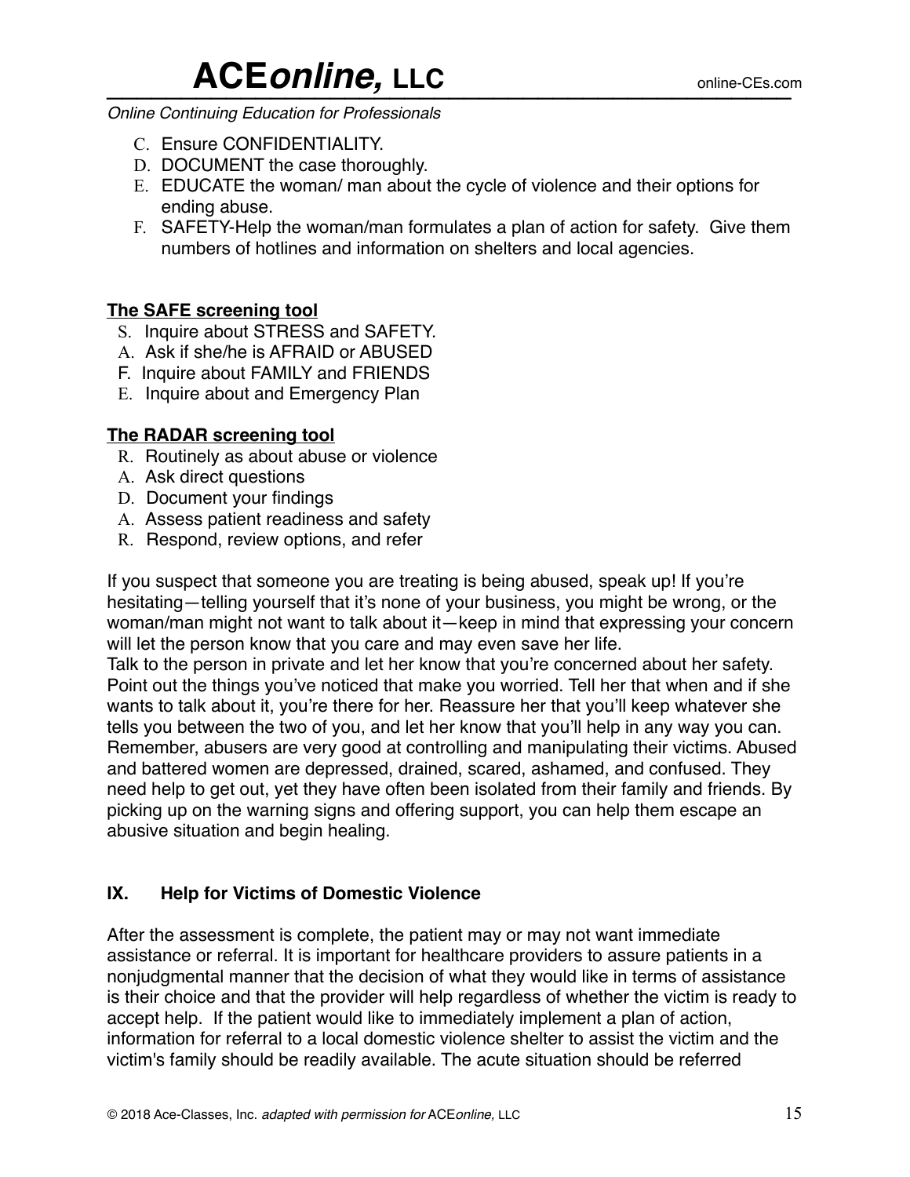C. Ensure CONFIDENTIALITY.
D. DOCUMENT the case thoroughly.
E. EDUCATE the woman/ man about the cycle of violence and their options for ending abuse.
F. SAFETY-Help the woman/man formulates a plan of action for safety. Give them numbers of hotlines and information on shelters and local agencies.

**<u>The SAFE screening tool</u>**

S. Inquire about STRESS and SAFETY.
A. Ask if she/he is AFRAID or ABUSED
F. Inquire about FAMILY and FRIENDS
E. Inquire about and Emergency Plan

**<u>The RADAR screening tool</u>**

R. Routinely as about abuse or violence
A. Ask direct questions
D. Document your findings
A. Assess patient readiness and safety
R. Respond, review options, and refer

If you suspect that someone you are treating is being abused, speak up! If you're hesitating—telling yourself that it's none of your business, you might be wrong, or the woman/man might not want to talk about it—keep in mind that expressing your concern will let the person know that you care and may even save her life.
Talk to the person in private and let her know that you're concerned about her safety. Point out the things you've noticed that make you worried. Tell her that when and if she wants to talk about it, you're there for her. Reassure her that you'll keep whatever she tells you between the two of you, and let her know that you'll help in any way you can. Remember, abusers are very good at controlling and manipulating their victims. Abused and battered women are depressed, drained, scared, ashamed, and confused. They need help to get out, yet they have often been isolated from their family and friends. By picking up on the warning signs and offering support, you can help them escape an abusive situation and begin healing.

## IX. Help for Victims of Domestic Violence

After the assessment is complete, the patient may or may not want immediate assistance or referral. It is important for healthcare providers to assure patients in a nonjudgmental manner that the decision of what they would like in terms of assistance is their choice and that the provider will help regardless of whether the victim is ready to accept help. If the patient would like to immediately implement a plan of action, information for referral to a local domestic violence shelter to assist the victim and the victim's family should be readily available. The acute situation should be referred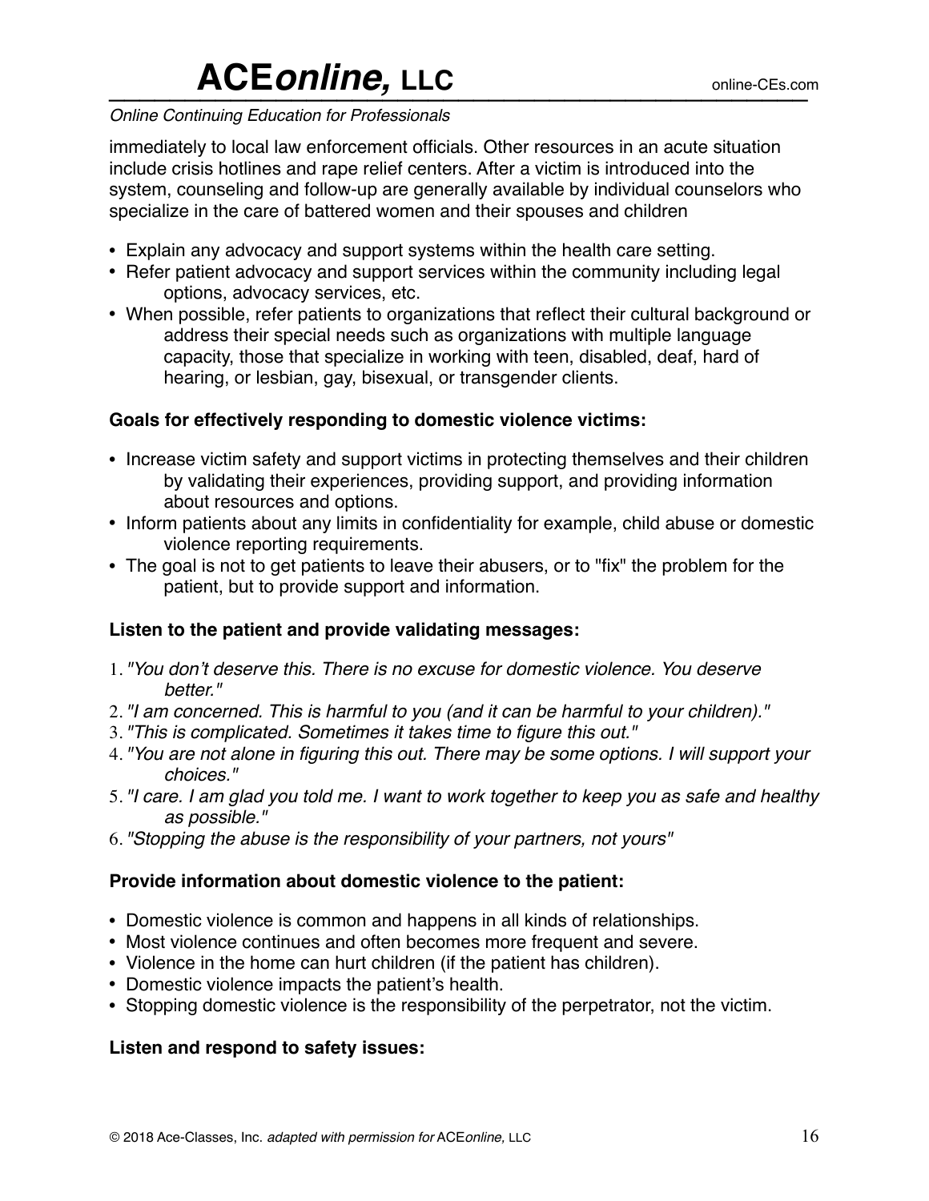immediately to local law enforcement officials. Other resources in an acute situation include crisis hotlines and rape relief centers. After a victim is introduced into the system, counseling and follow-up are generally available by individual counselors who specialize in the care of battered women and their spouses and children

- Explain any advocacy and support systems within the health care setting.
- Refer patient advocacy and support services within the community including legal options, advocacy services, etc.
- When possible, refer patients to organizations that reflect their cultural background or address their special needs such as organizations with multiple language capacity, those that specialize in working with teen, disabled, deaf, hard of hearing, or lesbian, gay, bisexual, or transgender clients.

**Goals for effectively responding to domestic violence victims:**

- Increase victim safety and support victims in protecting themselves and their children by validating their experiences, providing support, and providing information about resources and options.
- Inform patients about any limits in confidentiality for example, child abuse or domestic violence reporting requirements.
- The goal is not to get patients to leave their abusers, or to "fix" the problem for the patient, but to provide support and information.

**Listen to the patient and provide validating messages:**

1. *"You don't deserve this. There is no excuse for domestic violence. You deserve better."*
2. *"I am concerned. This is harmful to you (and it can be harmful to your children)."*
3. *"This is complicated. Sometimes it takes time to figure this out."*
4. *"You are not alone in figuring this out. There may be some options. I will support your choices."*
5. *"I care. I am glad you told me. I want to work together to keep you as safe and healthy as possible."*
6. *"Stopping the abuse is the responsibility of your partners, not yours"*

**Provide information about domestic violence to the patient:**

- Domestic violence is common and happens in all kinds of relationships.
- Most violence continues and often becomes more frequent and severe.
- Violence in the home can hurt children (if the patient has children).
- Domestic violence impacts the patient's health.
- Stopping domestic violence is the responsibility of the perpetrator, not the victim.

**Listen and respond to safety issues:**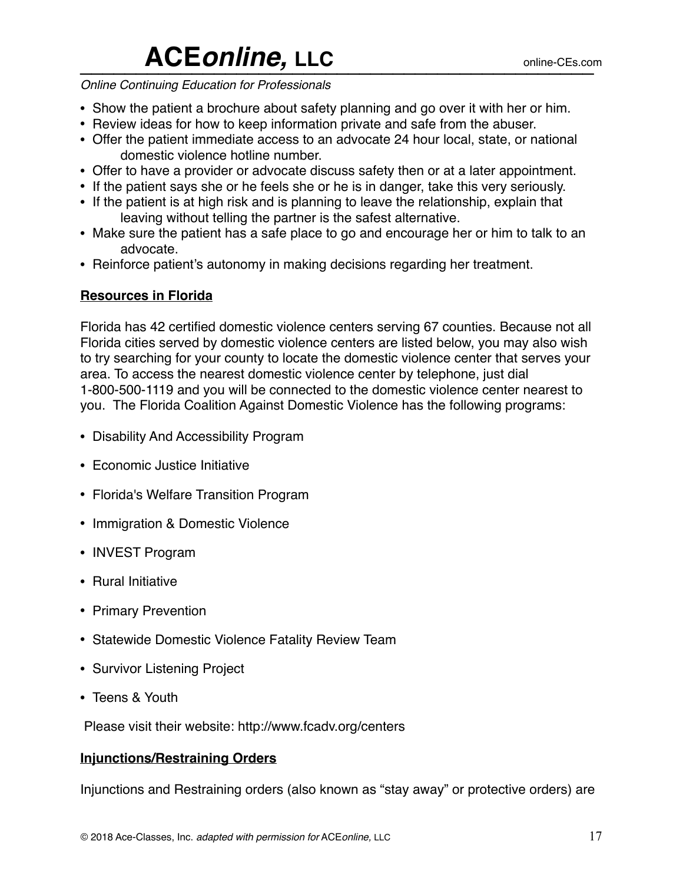- Show the patient a brochure about safety planning and go over it with her or him.
- Review ideas for how to keep information private and safe from the abuser.
- Offer the patient immediate access to an advocate 24 hour local, state, or national domestic violence hotline number.
- Offer to have a provider or advocate discuss safety then or at a later appointment.
- If the patient says she or he feels she or he is in danger, take this very seriously.
- If the patient is at high risk and is planning to leave the relationship, explain that leaving without telling the partner is the safest alternative.
- Make sure the patient has a safe place to go and encourage her or him to talk to an advocate.
- Reinforce patient's autonomy in making decisions regarding her treatment.

**Resources in Florida**

Florida has 42 certified domestic violence centers serving 67 counties. Because not all Florida cities served by domestic violence centers are listed below, you may also wish to try searching for your county to locate the domestic violence center that serves your area. To access the nearest domestic violence center by telephone, just dial 1-800-500-1119 and you will be connected to the domestic violence center nearest to you. The Florida Coalition Against Domestic Violence has the following programs:

- Disability And Accessibility Program
- Economic Justice Initiative
- Florida's Welfare Transition Program
- Immigration & Domestic Violence
- INVEST Program
- Rural Initiative
- Primary Prevention
- Statewide Domestic Violence Fatality Review Team
- Survivor Listening Project
- Teens & Youth

Please visit their website: http://www.fcadv.org/centers

**Injunctions/Restraining Orders**

Injunctions and Restraining orders (also known as "stay away" or protective orders) are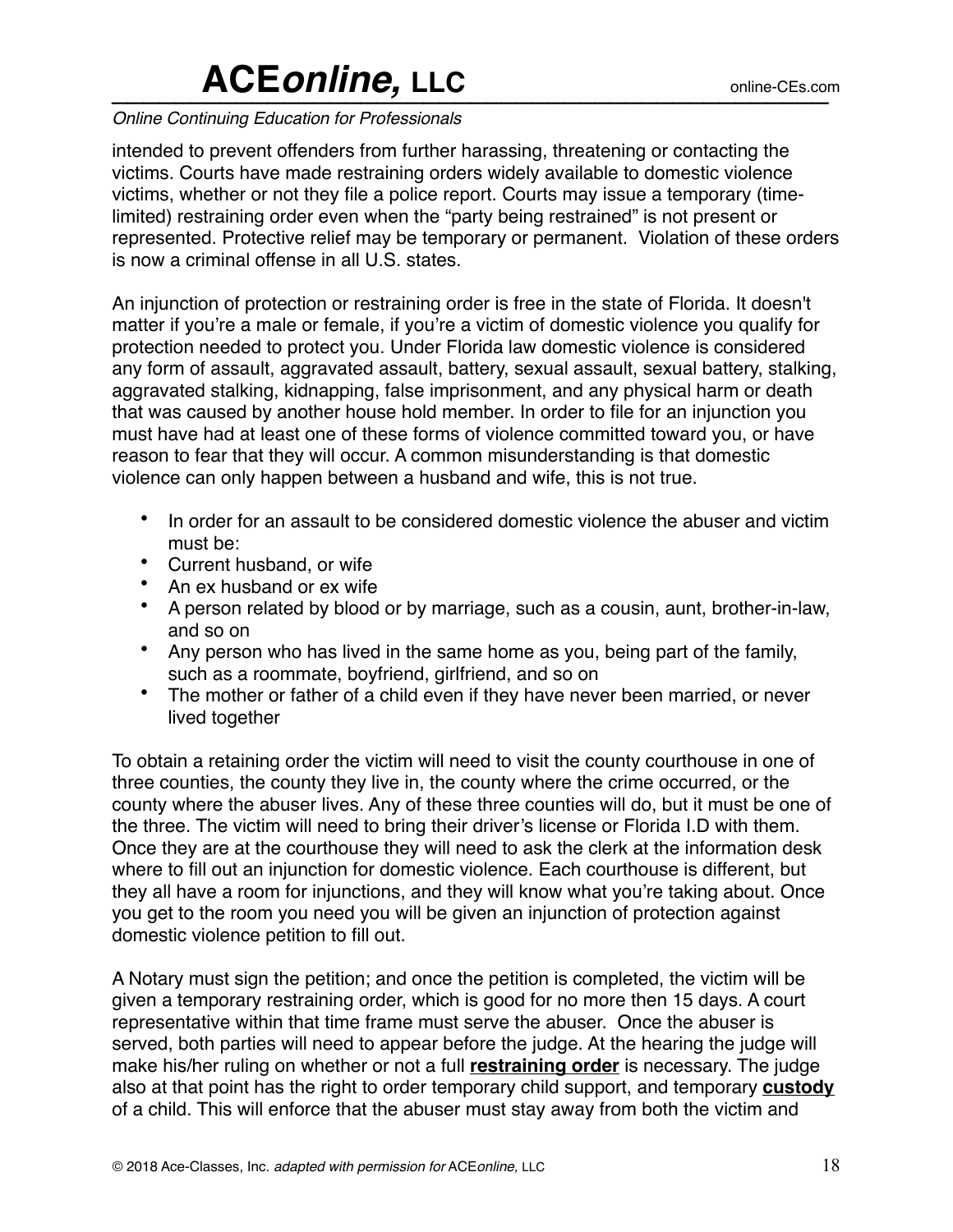intended to prevent offenders from further harassing, threatening or contacting the victims. Courts have made restraining orders widely available to domestic violence victims, whether or not they file a police report. Courts may issue a temporary (time-limited) restraining order even when the "party being restrained" is not present or represented. Protective relief may be temporary or permanent. Violation of these orders is now a criminal offense in all U.S. states.

An injunction of protection or restraining order is free in the state of Florida. It doesn't matter if you're a male or female, if you're a victim of domestic violence you qualify for protection needed to protect you. Under Florida law domestic violence is considered any form of assault, aggravated assault, battery, sexual assault, sexual battery, stalking, aggravated stalking, kidnapping, false imprisonment, and any physical harm or death that was caused by another house hold member. In order to file for an injunction you must have had at least one of these forms of violence committed toward you, or have reason to fear that they will occur. A common misunderstanding is that domestic violence can only happen between a husband and wife, this is not true.

- In order for an assault to be considered domestic violence the abuser and victim must be:
- Current husband, or wife
- An ex husband or ex wife
- A person related by blood or by marriage, such as a cousin, aunt, brother-in-law, and so on
- Any person who has lived in the same home as you, being part of the family, such as a roommate, boyfriend, girlfriend, and so on
- The mother or father of a child even if they have never been married, or never lived together

To obtain a retaining order the victim will need to visit the county courthouse in one of three counties, the county they live in, the county where the crime occurred, or the county where the abuser lives. Any of these three counties will do, but it must be one of the three. The victim will need to bring their driver's license or Florida I.D with them. Once they are at the courthouse they will need to ask the clerk at the information desk where to fill out an injunction for domestic violence. Each courthouse is different, but they all have a room for injunctions, and they will know what you're taking about. Once you get to the room you need you will be given an injunction of protection against domestic violence petition to fill out.

A Notary must sign the petition; and once the petition is completed, the victim will be given a temporary restraining order, which is good for no more then 15 days. A court representative within that time frame must serve the abuser. Once the abuser is served, both parties will need to appear before the judge. At the hearing the judge will make his/her ruling on whether or not a full **restraining order** is necessary. The judge also at that point has the right to order temporary child support, and temporary **custody** of a child. This will enforce that the abuser must stay away from both the victim and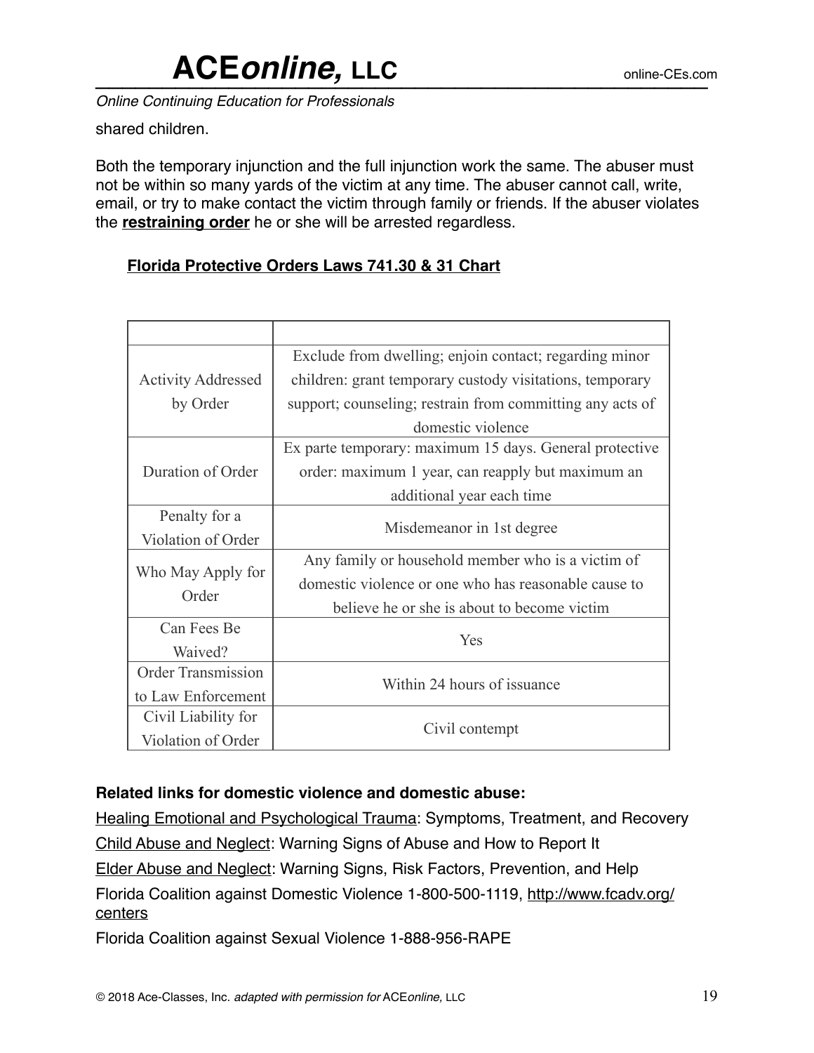shared children.

Both the temporary injunction and the full injunction work the same. The abuser must not be within so many yards of the victim at any time. The abuser cannot call, write, email, or try to make contact the victim through family or friends. If the abuser violates the **restraining order** he or she will be arrested regardless.

**Florida Protective Orders Laws 741.30 & 31 Chart**

| | |
|---|---|
| Activity Addressed by Order | Exclude from dwelling; enjoin contact; regarding minor children: grant temporary custody visitations, temporary support; counseling; restrain from committing any acts of domestic violence |
| Duration of Order | Ex parte temporary: maximum 15 days. General protective order: maximum 1 year, can reapply but maximum an additional year each time |
| Penalty for a Violation of Order | Misdemeanor in 1st degree |
| Who May Apply for Order | Any family or household member who is a victim of domestic violence or one who has reasonable cause to believe he or she is about to become victim |
| Can Fees Be Waived? | Yes |
| Order Transmission to Law Enforcement | Within 24 hours of issuance |
| Civil Liability for Violation of Order | Civil contempt |

**Related links for domestic violence and domestic abuse:**

Healing Emotional and Psychological Trauma: Symptoms, Treatment, and Recovery

Child Abuse and Neglect: Warning Signs of Abuse and How to Report It

Elder Abuse and Neglect: Warning Signs, Risk Factors, Prevention, and Help

Florida Coalition against Domestic Violence 1-800-500-1119, http://www.fcadv.org/centers

Florida Coalition against Sexual Violence 1-888-956-RAPE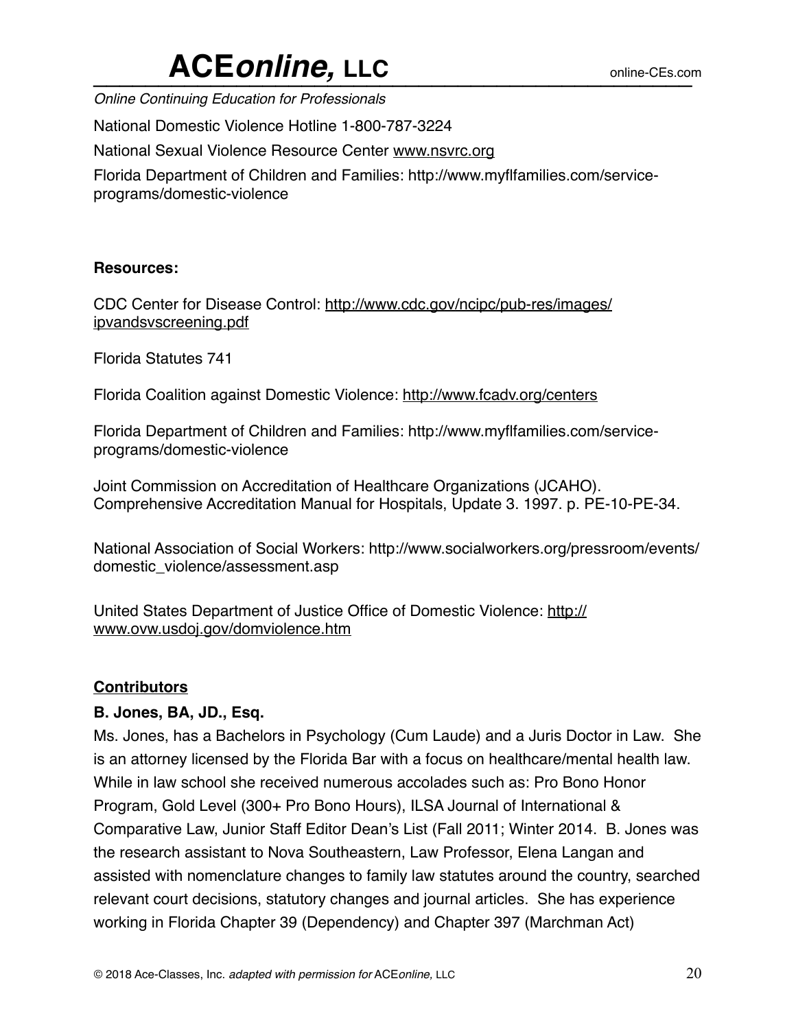National Domestic Violence Hotline 1-800-787-3224

National Sexual Violence Resource Center www.nsvrc.org

Florida Department of Children and Families: http://www.myflfamilies.com/service-programs/domestic-violence

**Resources:**

CDC Center for Disease Control: http://www.cdc.gov/ncipc/pub-res/images/ipvandsvscreening.pdf

Florida Statutes 741

Florida Coalition against Domestic Violence: http://www.fcadv.org/centers

Florida Department of Children and Families: http://www.myflfamilies.com/service-programs/domestic-violence

Joint Commission on Accreditation of Healthcare Organizations (JCAHO). Comprehensive Accreditation Manual for Hospitals, Update 3. 1997. p. PE-10-PE-34.

National Association of Social Workers: http://www.socialworkers.org/pressroom/events/domestic_violence/assessment.asp

United States Department of Justice Office of Domestic Violence: http://www.ovw.usdoj.gov/domviolence.htm

## Contributors

**B. Jones, BA, JD., Esq.**

Ms. Jones, has a Bachelors in Psychology (Cum Laude) and a Juris Doctor in Law. She is an attorney licensed by the Florida Bar with a focus on healthcare/mental health law. While in law school she received numerous accolades such as: Pro Bono Honor Program, Gold Level (300+ Pro Bono Hours), ILSA Journal of International & Comparative Law, Junior Staff Editor Dean's List (Fall 2011; Winter 2014. B. Jones was the research assistant to Nova Southeastern, Law Professor, Elena Langan and assisted with nomenclature changes to family law statutes around the country, searched relevant court decisions, statutory changes and journal articles. She has experience working in Florida Chapter 39 (Dependency) and Chapter 397 (Marchman Act)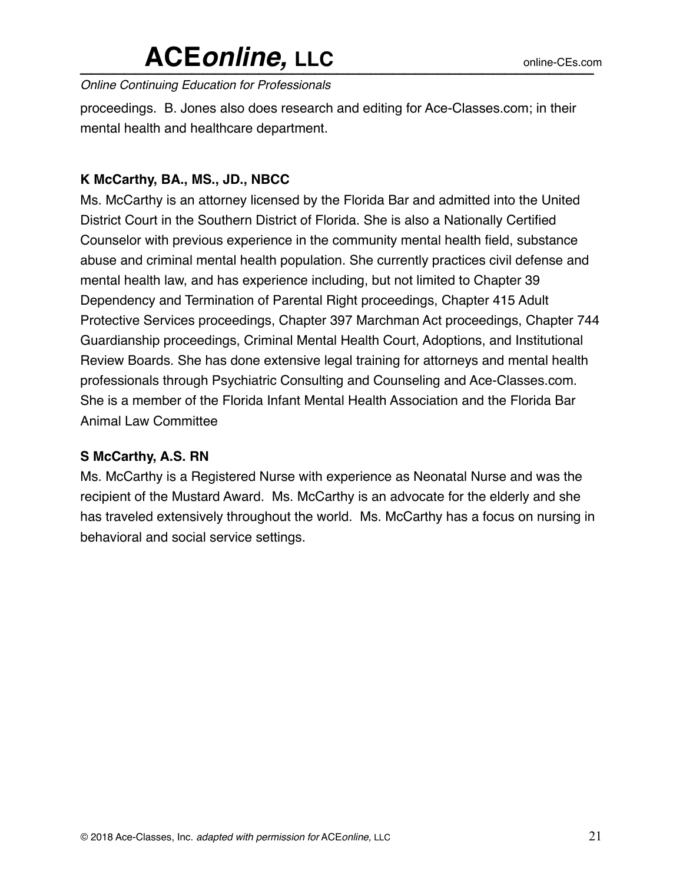proceedings. B. Jones also does research and editing for Ace-Classes.com; in their mental health and healthcare department.

**K McCarthy, BA., MS., JD., NBCC**

Ms. McCarthy is an attorney licensed by the Florida Bar and admitted into the United District Court in the Southern District of Florida. She is also a Nationally Certified Counselor with previous experience in the community mental health field, substance abuse and criminal mental health population. She currently practices civil defense and mental health law, and has experience including, but not limited to Chapter 39 Dependency and Termination of Parental Right proceedings, Chapter 415 Adult Protective Services proceedings, Chapter 397 Marchman Act proceedings, Chapter 744 Guardianship proceedings, Criminal Mental Health Court, Adoptions, and Institutional Review Boards. She has done extensive legal training for attorneys and mental health professionals through Psychiatric Consulting and Counseling and Ace-Classes.com. She is a member of the Florida Infant Mental Health Association and the Florida Bar Animal Law Committee

**S McCarthy, A.S. RN**

Ms. McCarthy is a Registered Nurse with experience as Neonatal Nurse and was the recipient of the Mustard Award. Ms. McCarthy is an advocate for the elderly and she has traveled extensively throughout the world. Ms. McCarthy has a focus on nursing in behavioral and social service settings.